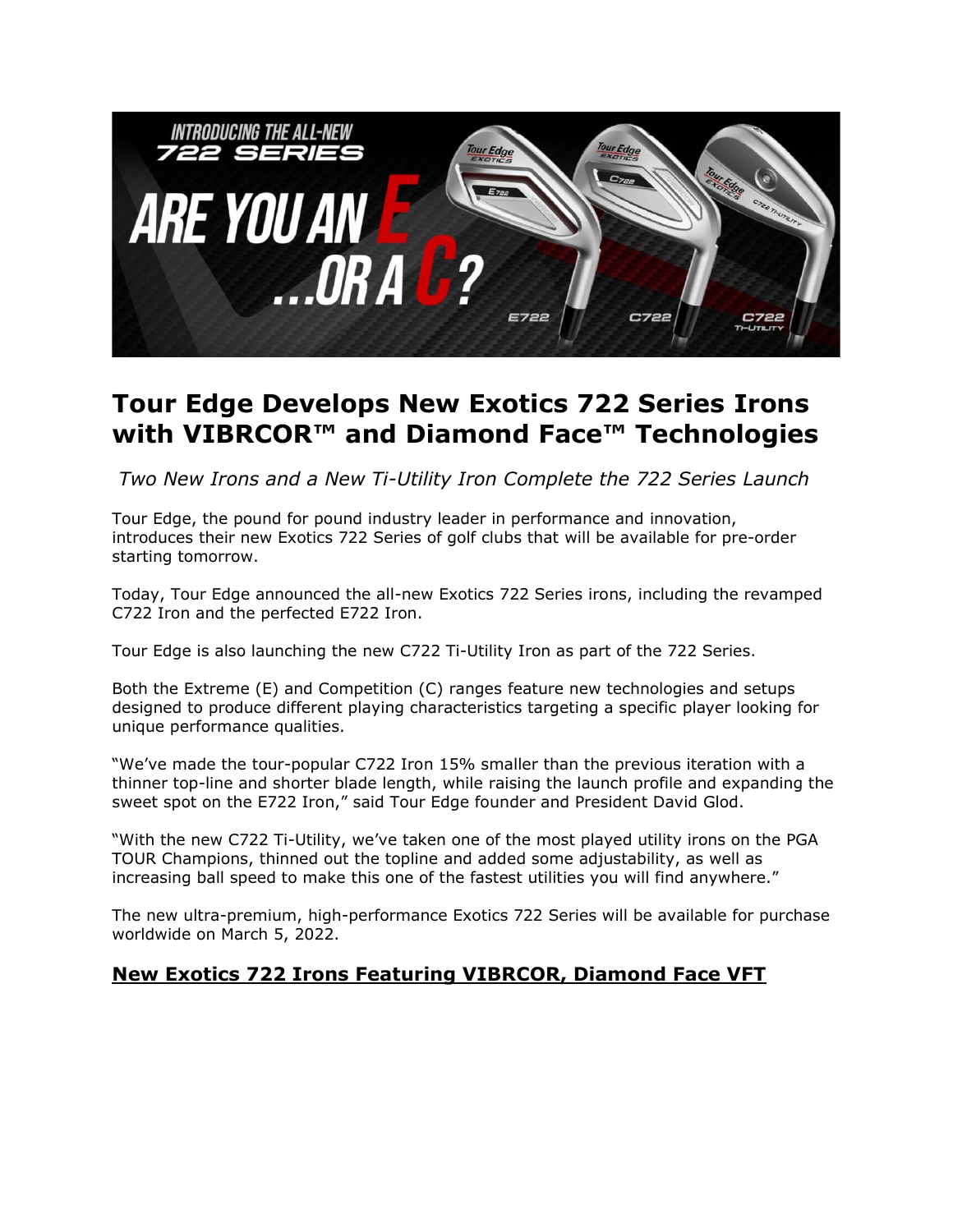# Tour Edge Develops New Exotics 722 Series Irons with VIBRCOR™ and Diamond Face™ Technologies

*Two New Irons and a New Ti-Utility Iron Complete the 722 Series Launch*

Tour Edge, the pound for pound industry leader in performance and innovation, introduces their new Exotics 722 Series of golf clubs that will be available for pre-order starting tomorrow.

Today, Tour Edge announced the all-new Exotics 722 Series irons, including the revamped C722 Iron and the perfected E722 Iron.

Tour Edge is also launching the new C722 Ti-Utility Iron as part of the 722 Series.

Both the Extreme (E) and Competition (C) ranges feature new technologies and setups designed to produce different playing characteristics targeting a specific player looking for unique performance qualities.

"We've made the tour-popular C722 Iron 15% smaller than the previous iteration with a thinner top-line and shorter blade length, while raising the launch profile and expanding the sweet spot on the E722 Iron," said Tour Edge founder and President David Glod.

"With the new C722 Ti-Utility, we've taken one of the most played utility irons on the PGA TOUR Champions, thinned out the topline and added some adjustability, as well as increasing ball speed to make this one of the fastest utilities you will find anywhere."

The new ultra-premium, high-performance Exotics 722 Series will be available for purchase worldwide on March 5, 2022.

## New Exotics 722 Irons Featuring VIBRCOR, Diamond Face VFT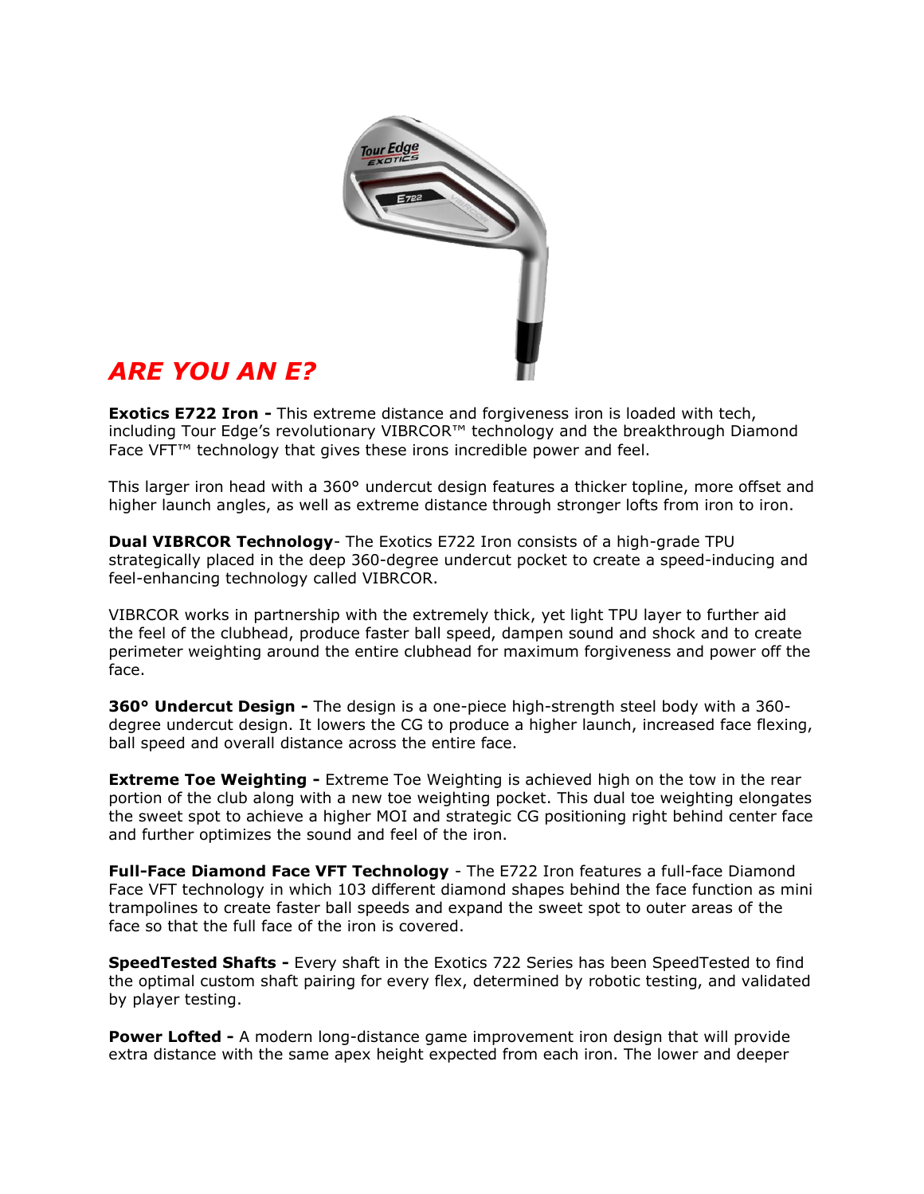## *ARE YOU AN E?*

**Exotics E722 Iron -** This extreme distance and forgiveness iron is loaded with tech, including Tour Edge's revolutionary VIBRCOR™ technology and the breakthrough Diamond Face VFT™ technology that gives these irons incredible power and feel.

This larger iron head with a 360° undercut design features a thicker topline, more offset and higher launch angles, as well as extreme distance through stronger lofts from iron to iron.

**Dual VIBRCOR Technology**- The Exotics E722 Iron consists of a high-grade TPU strategically placed in the deep 360-degree undercut pocket to create a speed-inducing and feel-enhancing technology called VIBRCOR.

VIBRCOR works in partnership with the extremely thick, yet light TPU layer to further aid the feel of the clubhead, produce faster ball speed, dampen sound and shock and to create perimeter weighting around the entire clubhead for maximum forgiveness and power off the face.

**360° Undercut Design -** The design is a one-piece high-strength steel body with a 360-degree undercut design. It lowers the CG to produce a higher launch, increased face flexing, ball speed and overall distance across the entire face.

**Extreme Toe Weighting -** Extreme Toe Weighting is achieved high on the tow in the rear portion of the club along with a new toe weighting pocket. This dual toe weighting elongates the sweet spot to achieve a higher MOI and strategic CG positioning right behind center face and further optimizes the sound and feel of the iron.

**Full-Face Diamond Face VFT Technology** - The E722 Iron features a full-face Diamond Face VFT technology in which 103 different diamond shapes behind the face function as mini trampolines to create faster ball speeds and expand the sweet spot to outer areas of the face so that the full face of the iron is covered.

**SpeedTested Shafts -** Every shaft in the Exotics 722 Series has been SpeedTested to find the optimal custom shaft pairing for every flex, determined by robotic testing, and validated by player testing.

**Power Lofted -** A modern long-distance game improvement iron design that will provide extra distance with the same apex height expected from each iron. The lower and deeper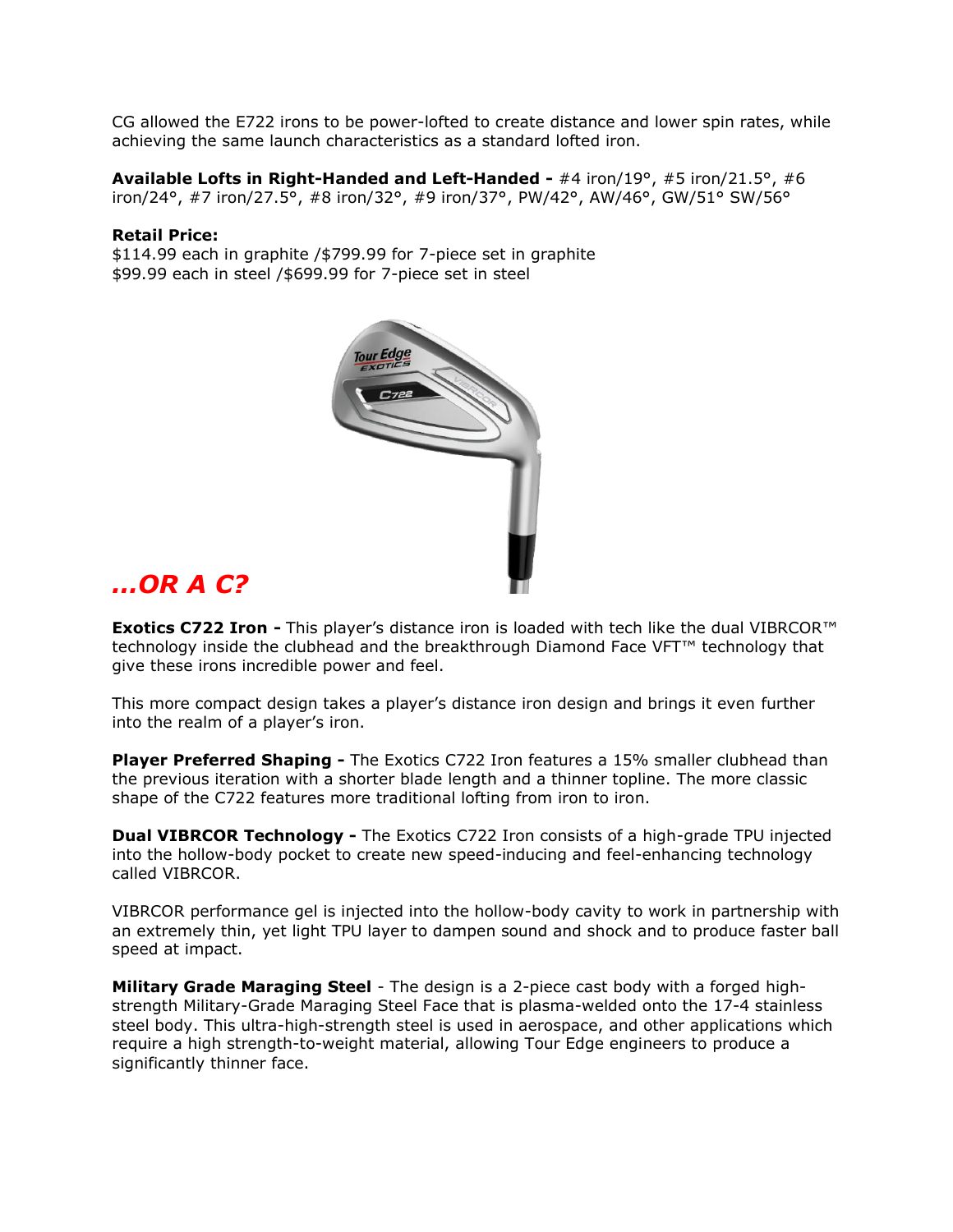CG allowed the E722 irons to be power-lofted to create distance and lower spin rates, while achieving the same launch characteristics as a standard lofted iron.

**Available Lofts in Right-Handed and Left-Handed -** #4 iron/19°, #5 iron/21.5°, #6 iron/24°, #7 iron/27.5°, #8 iron/32°, #9 iron/37°, PW/42°, AW/46°, GW/51° SW/56°

**Retail Price:**
$114.99 each in graphite /$799.99 for 7-piece set in graphite
$99.99 each in steel /$699.99 for 7-piece set in steel

## *...OR A C?*

**Exotics C722 Iron -** This player's distance iron is loaded with tech like the dual VIBRCOR™ technology inside the clubhead and the breakthrough Diamond Face VFT™ technology that give these irons incredible power and feel.

This more compact design takes a player's distance iron design and brings it even further into the realm of a player's iron.

**Player Preferred Shaping -** The Exotics C722 Iron features a 15% smaller clubhead than the previous iteration with a shorter blade length and a thinner topline. The more classic shape of the C722 features more traditional lofting from iron to iron.

**Dual VIBRCOR Technology -** The Exotics C722 Iron consists of a high-grade TPU injected into the hollow-body pocket to create new speed-inducing and feel-enhancing technology called VIBRCOR.

VIBRCOR performance gel is injected into the hollow-body cavity to work in partnership with an extremely thin, yet light TPU layer to dampen sound and shock and to produce faster ball speed at impact.

**Military Grade Maraging Steel** - The design is a 2-piece cast body with a forged high-strength Military-Grade Maraging Steel Face that is plasma-welded onto the 17-4 stainless steel body. This ultra-high-strength steel is used in aerospace, and other applications which require a high strength-to-weight material, allowing Tour Edge engineers to produce a significantly thinner face.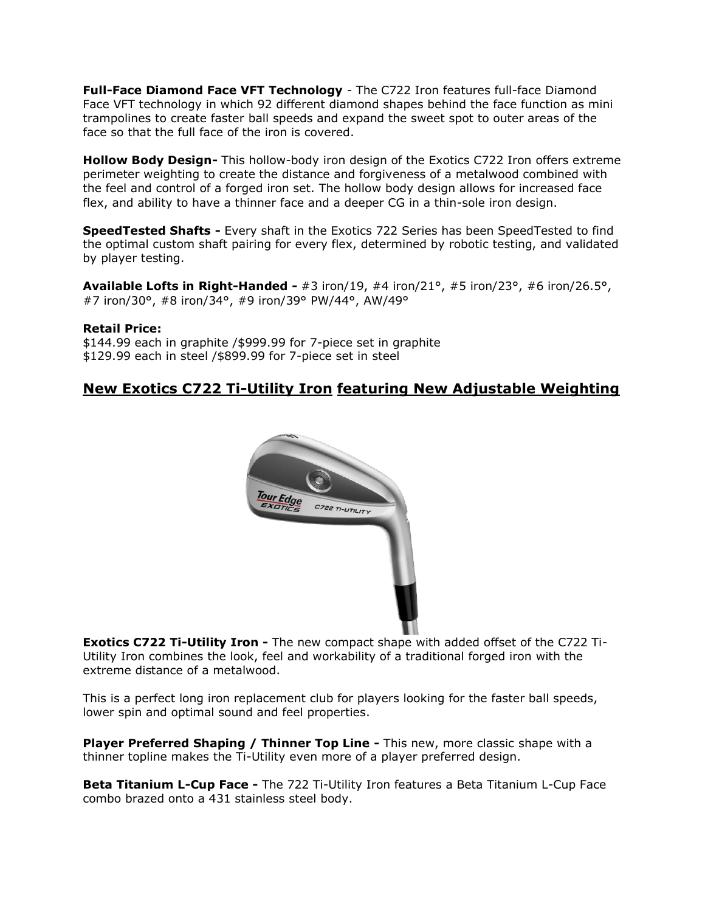**Full-Face Diamond Face VFT Technology** - The C722 Iron features full-face Diamond Face VFT technology in which 92 different diamond shapes behind the face function as mini trampolines to create faster ball speeds and expand the sweet spot to outer areas of the face so that the full face of the iron is covered.

**Hollow Body Design-** This hollow-body iron design of the Exotics C722 Iron offers extreme perimeter weighting to create the distance and forgiveness of a metalwood combined with the feel and control of a forged iron set. The hollow body design allows for increased face flex, and ability to have a thinner face and a deeper CG in a thin-sole iron design.

**SpeedTested Shafts -** Every shaft in the Exotics 722 Series has been SpeedTested to find the optimal custom shaft pairing for every flex, determined by robotic testing, and validated by player testing.

**Available Lofts in Right-Handed -** #3 iron/19, #4 iron/21°, #5 iron/23°, #6 iron/26.5°, #7 iron/30°, #8 iron/34°, #9 iron/39° PW/44°, AW/49°

**Retail Price:**
$144.99 each in graphite /$999.99 for 7-piece set in graphite
$129.99 each in steel /$899.99 for 7-piece set in steel

## New Exotics C722 Ti-Utility Iron featuring New Adjustable Weighting

**Exotics C722 Ti-Utility Iron -** The new compact shape with added offset of the C722 Ti-Utility Iron combines the look, feel and workability of a traditional forged iron with the extreme distance of a metalwood.

This is a perfect long iron replacement club for players looking for the faster ball speeds, lower spin and optimal sound and feel properties.

**Player Preferred Shaping / Thinner Top Line -** This new, more classic shape with a thinner topline makes the Ti-Utility even more of a player preferred design.

**Beta Titanium L-Cup Face -** The 722 Ti-Utility Iron features a Beta Titanium L-Cup Face combo brazed onto a 431 stainless steel body.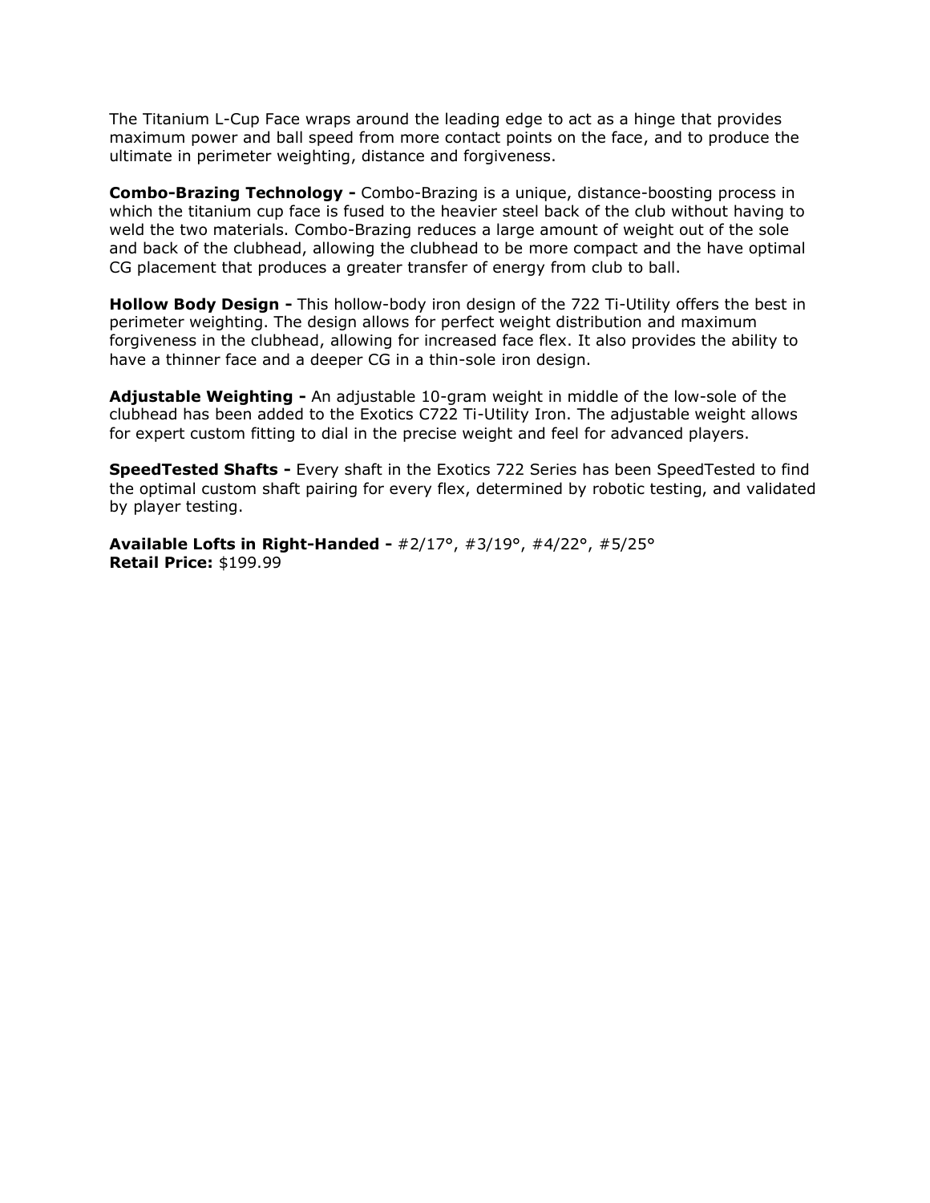The Titanium L-Cup Face wraps around the leading edge to act as a hinge that provides maximum power and ball speed from more contact points on the face, and to produce the ultimate in perimeter weighting, distance and forgiveness.

**Combo-Brazing Technology -** Combo-Brazing is a unique, distance-boosting process in which the titanium cup face is fused to the heavier steel back of the club without having to weld the two materials. Combo-Brazing reduces a large amount of weight out of the sole and back of the clubhead, allowing the clubhead to be more compact and the have optimal CG placement that produces a greater transfer of energy from club to ball.

**Hollow Body Design -** This hollow-body iron design of the 722 Ti-Utility offers the best in perimeter weighting. The design allows for perfect weight distribution and maximum forgiveness in the clubhead, allowing for increased face flex. It also provides the ability to have a thinner face and a deeper CG in a thin-sole iron design.

**Adjustable Weighting -** An adjustable 10-gram weight in middle of the low-sole of the clubhead has been added to the Exotics C722 Ti-Utility Iron. The adjustable weight allows for expert custom fitting to dial in the precise weight and feel for advanced players.

**SpeedTested Shafts -** Every shaft in the Exotics 722 Series has been SpeedTested to find the optimal custom shaft pairing for every flex, determined by robotic testing, and validated by player testing.

**Available Lofts in Right-Handed -** #2/17°, #3/19°, #4/22°, #5/25°
**Retail Price:** $199.99